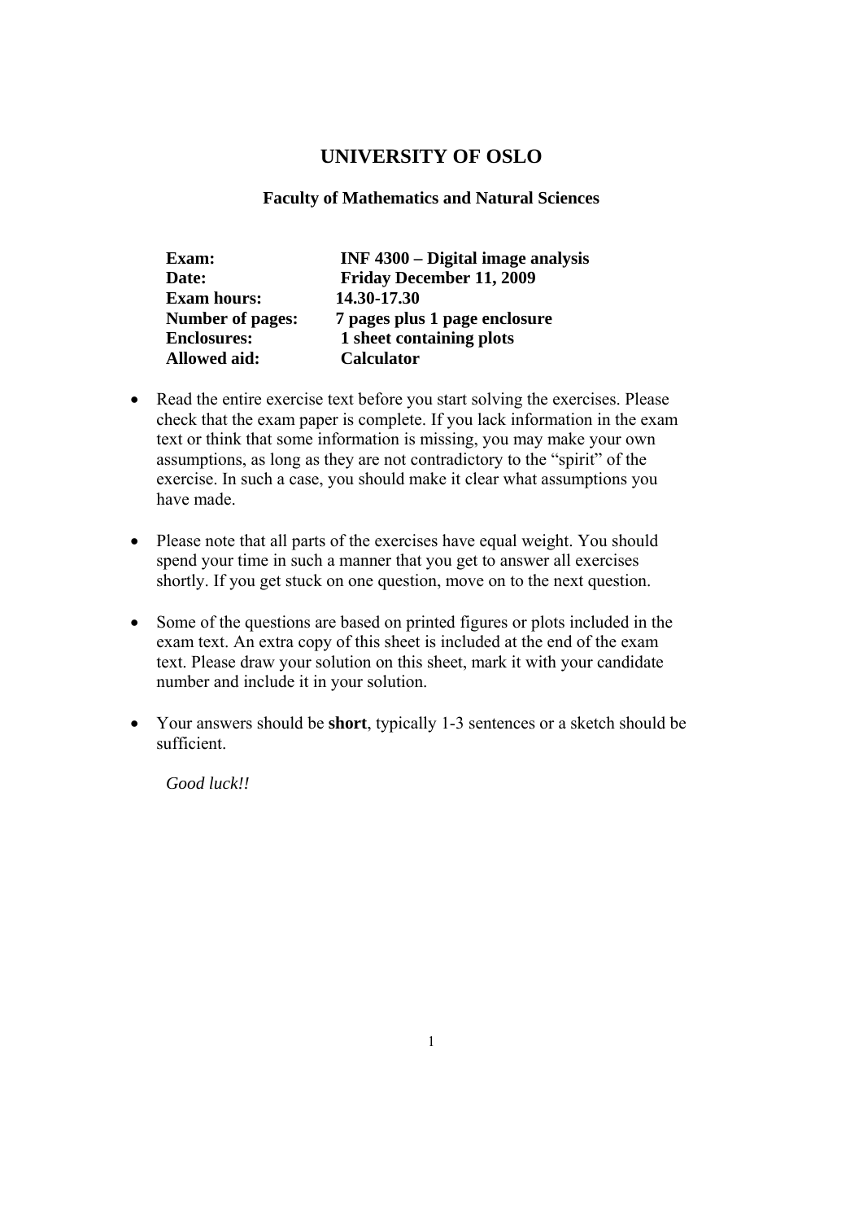# UNIVERSITY OF OSLO

### Faculty of Mathematics and Natural Sciences

| | |
|---|---|
| **Exam:** | **INF 4300 – Digital image analysis** |
| **Date:** | **Friday December 11, 2009** |
| **Exam hours:** | **14.30-17.30** |
| **Number of pages:** | **7 pages plus 1 page enclosure** |
| **Enclosures:** | **1 sheet containing plots** |
| **Allowed aid:** | **Calculator** |

- Read the entire exercise text before you start solving the exercises. Please check that the exam paper is complete. If you lack information in the exam text or think that some information is missing, you may make your own assumptions, as long as they are not contradictory to the "spirit" of the exercise. In such a case, you should make it clear what assumptions you have made.

- Please note that all parts of the exercises have equal weight. You should spend your time in such a manner that you get to answer all exercises shortly. If you get stuck on one question, move on to the next question.

- Some of the questions are based on printed figures or plots included in the exam text. An extra copy of this sheet is included at the end of the exam text. Please draw your solution on this sheet, mark it with your candidate number and include it in your solution.

- Your answers should be **short**, typically 1-3 sentences or a sketch should be sufficient.

*Good luck!!*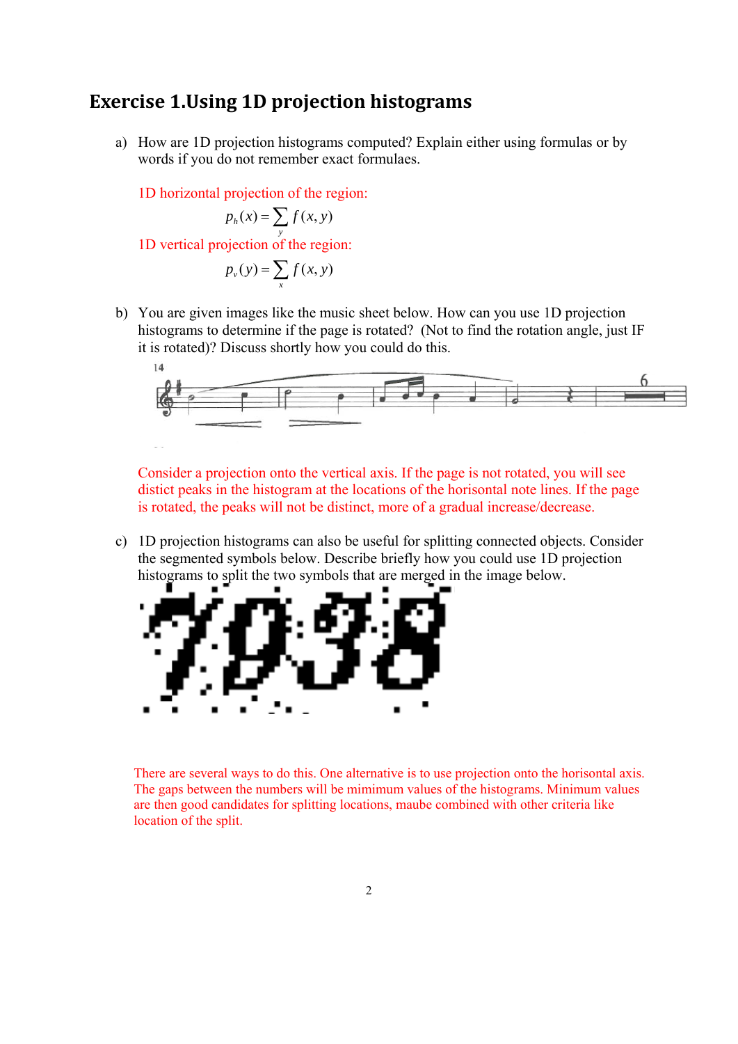## Exercise 1.Using 1D projection histograms

a) How are 1D projection histograms computed? Explain either using formulas or by words if you do not remember exact formulaes.

1D horizontal projection of the region:

$$p_h(x) = \sum_y f(x, y)$$

1D vertical projection of the region:

$$p_v(y) = \sum_x f(x, y)$$

b) You are given images like the music sheet below. How can you use 1D projection histograms to determine if the page is rotated? (Not to find the rotation angle, just IF it is rotated)? Discuss shortly how you could do this.

Consider a projection onto the vertical axis. If the page is not rotated, you will see distict peaks in the histogram at the locations of the horisontal note lines. If the page is rotated, the peaks will not be distinct, more of a gradual increase/decrease.

c) 1D projection histograms can also be useful for splitting connected objects. Consider the segmented symbols below. Describe briefly how you could use 1D projection histograms to split the two symbols that are merged in the image below.

There are several ways to do this. One alternative is to use projection onto the horisontal axis. The gaps between the numbers will be mimimum values of the histograms. Minimum values are then good candidates for splitting locations, maube combined with other criteria like location of the split.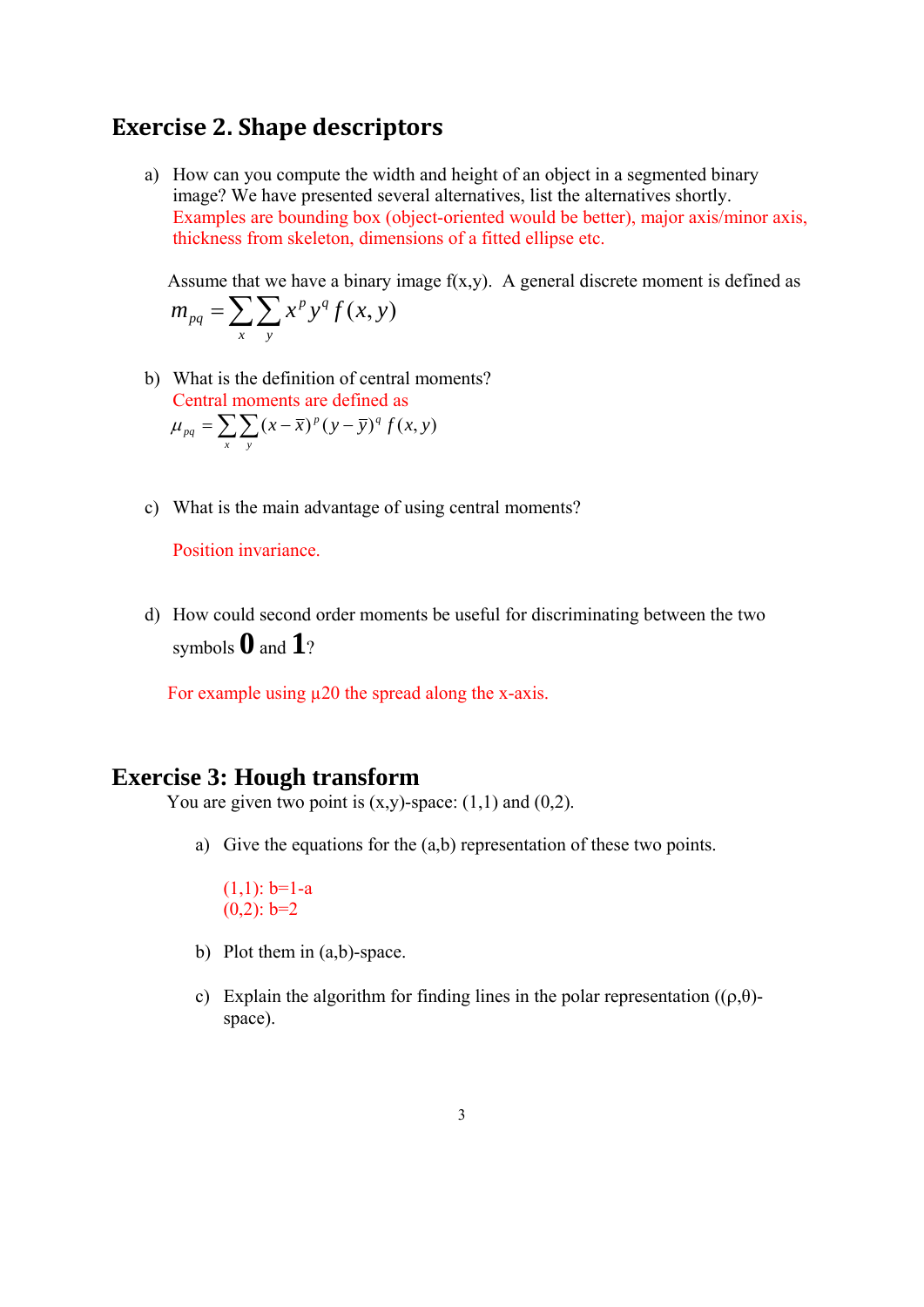## Exercise 2. Shape descriptors

a) How can you compute the width and height of an object in a segmented binary image? We have presented several alternatives, list the alternatives shortly.
Examples are bounding box (object-oriented would be better), major axis/minor axis, thickness from skeleton, dimensions of a fitted ellipse etc.

Assume that we have a binary image f(x,y). A general discrete moment is defined as

$$m_{pq} = \sum_x \sum_y x^p y^q f(x,y)$$

b) What is the definition of central moments?
Central moments are defined as

$$\mu_{pq} = \sum_x \sum_y (x - \bar{x})^p (y - \bar{y})^q f(x,y)$$

c) What is the main advantage of using central moments?

Position invariance.

d) How could second order moments be useful for discriminating between the two symbols **0** and **1**?

For example using $\mu_{20}$ the spread along the x-axis.

## Exercise 3: Hough transform

You are given two point is (x,y)-space: (1,1) and (0,2).

a) Give the equations for the (a,b) representation of these two points.

(1,1): b=1-a
(0,2): b=2

b) Plot them in (a,b)-space.

c) Explain the algorithm for finding lines in the polar representation (($\rho$,$\theta$)-space).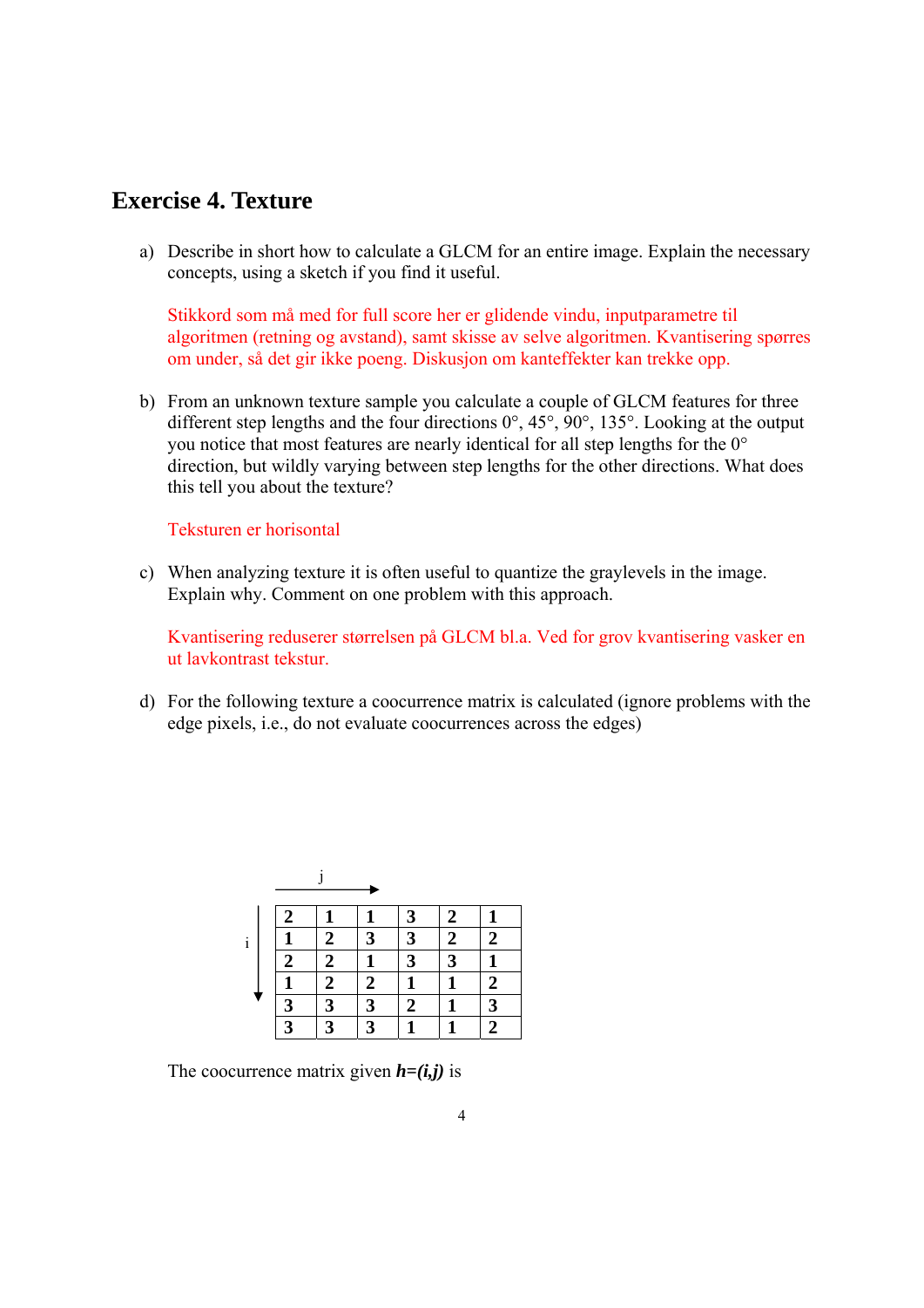## Exercise 4. Texture

a) Describe in short how to calculate a GLCM for an entire image. Explain the necessary concepts, using a sketch if you find it useful.

   Stikkord som må med for full score her er glidende vindu, inputparametre til algoritmen (retning og avstand), samt skisse av selve algoritmen. Kvantisering spørres om under, så det gir ikke poeng. Diskusjon om kanteffekter kan trekke opp.

b) From an unknown texture sample you calculate a couple of GLCM features for three different step lengths and the four directions 0°, 45°, 90°, 135°. Looking at the output you notice that most features are nearly identical for all step lengths for the 0° direction, but wildly varying between step lengths for the other directions. What does this tell you about the texture?

   Teksturen er horisontal

c) When analyzing texture it is often useful to quantize the graylevels in the image. Explain why. Comment on one problem with this approach.

   Kvantisering reduserer størrelsen på GLCM bl.a. Ved for grov kvantisering vasker en ut lavkontrast tekstur.

d) For the following texture a coocurrence matrix is calculated (ignore problems with the edge pixels, i.e., do not evaluate coocurrences across the edges)

   j →, i ↓

| **2** | **1** | **1** | **3** | **2** | **1** |
|---|---|---|---|---|---|
| **1** | **2** | **3** | **3** | **2** | **2** |
| **2** | **2** | **1** | **3** | **3** | **1** |
| **1** | **2** | **2** | **1** | **1** | **2** |
| **3** | **3** | **3** | **2** | **1** | **3** |
| **3** | **3** | **3** | **1** | **1** | **2** |

   The coocurrence matrix given ***h=(i,j)*** is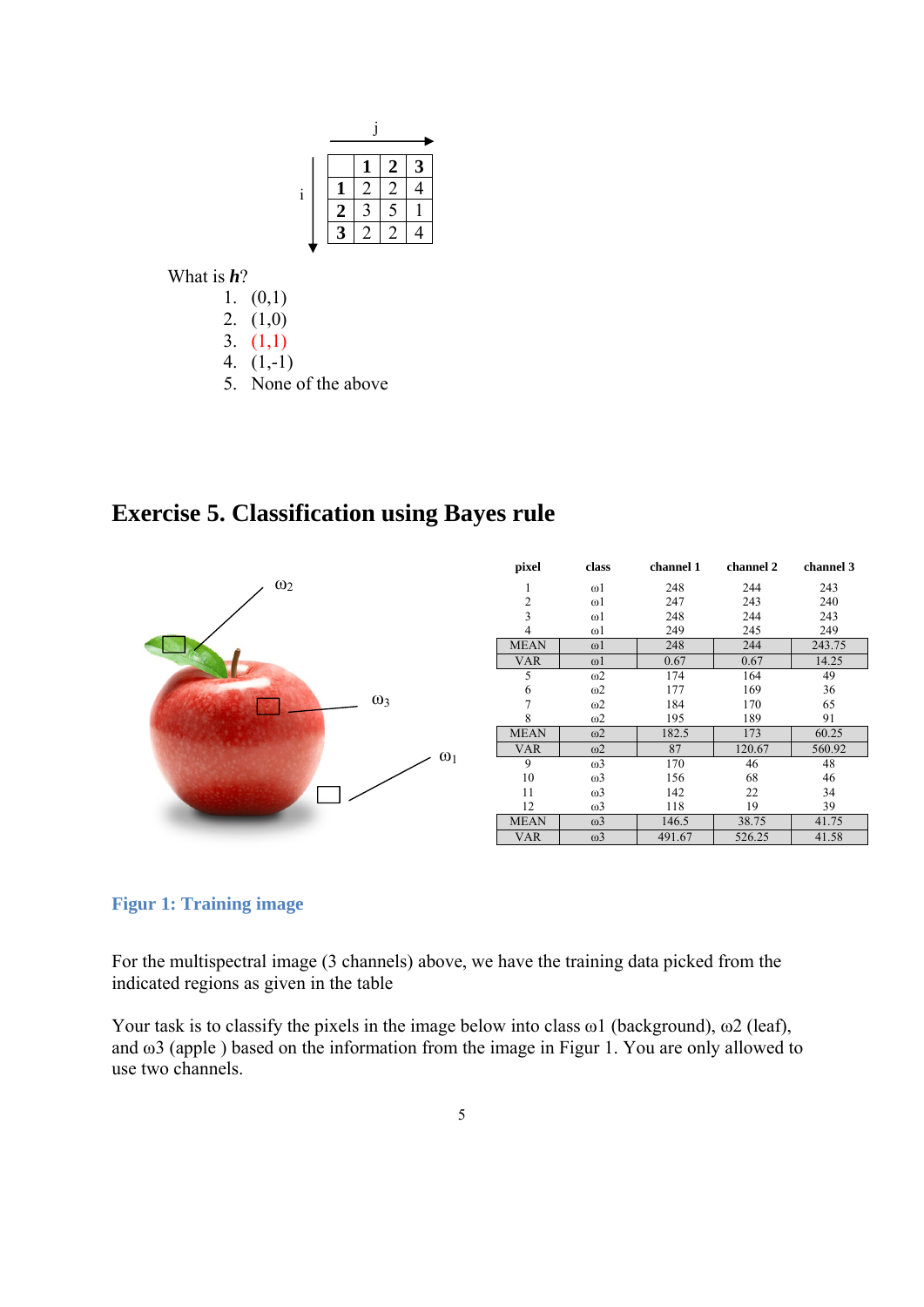| | 1 | 2 | 3 |
|---|---|---|---|
| **1** | 2 | 2 | 4 |
| **2** | 3 | 5 | 1 |
| **3** | 2 | 2 | 4 |

(j →, i ↓)

What is ***h***?

1. (0,1)
2. (1,0)
3. (1,1)
4. (1,-1)
5. None of the above

# Exercise 5. Classification using Bayes rule

| pixel | class | channel 1 | channel 2 | channel 3 |
|---|---|---|---|---|
| 1 | ω1 | 248 | 244 | 243 |
| 2 | ω1 | 247 | 243 | 240 |
| 3 | ω1 | 248 | 244 | 243 |
| 4 | ω1 | 249 | 245 | 249 |
| MEAN | ω1 | 248 | 244 | 243.75 |
| VAR | ω1 | 0.67 | 0.67 | 14.25 |
| 5 | ω2 | 174 | 164 | 49 |
| 6 | ω2 | 177 | 169 | 36 |
| 7 | ω2 | 184 | 170 | 65 |
| 8 | ω2 | 195 | 189 | 91 |
| MEAN | ω2 | 182.5 | 173 | 60.25 |
| VAR | ω2 | 87 | 120.67 | 560.92 |
| 9 | ω3 | 170 | 46 | 48 |
| 10 | ω3 | 156 | 68 | 46 |
| 11 | ω3 | 142 | 22 | 34 |
| 12 | ω3 | 118 | 19 | 39 |
| MEAN | ω3 | 146.5 | 38.75 | 41.75 |
| VAR | ω3 | 491.67 | 526.25 | 41.58 |

**Figur 1: Training image**

For the multispectral image (3 channels) above, we have the training data picked from the indicated regions as given in the table

Your task is to classify the pixels in the image below into class ω1 (background), ω2 (leaf), and ω3 (apple ) based on the information from the image in Figur 1. You are only allowed to use two channels.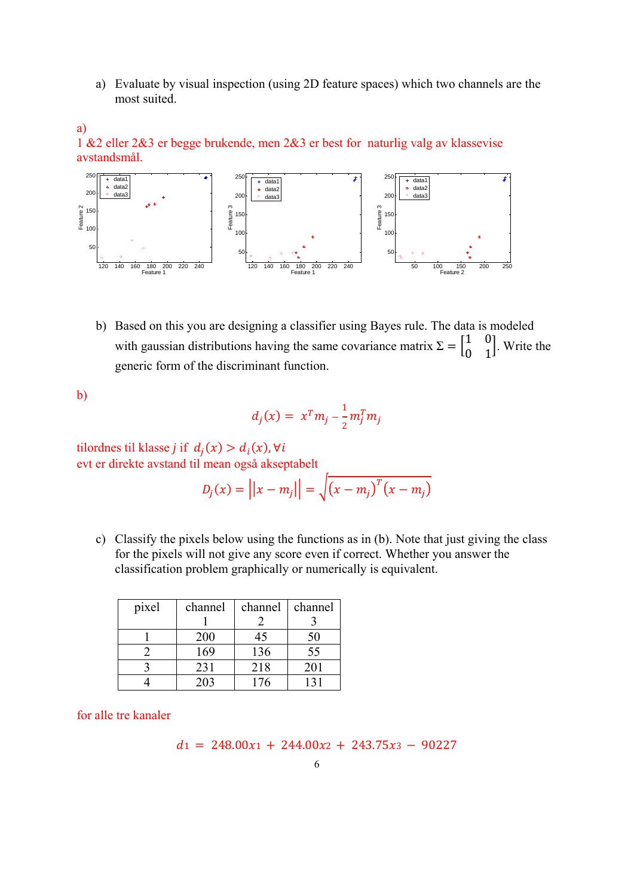a) Evaluate by visual inspection (using 2D feature spaces) which two channels are the most suited.

a)
1 &2 eller 2&3 er begge brukende, men 2&3 er best for naturlig valg av klassevise avstandsmål.

b) Based on this you are designing a classifier using Bayes rule. The data is modeled with gaussian distributions having the same covariance matrix $\Sigma = \begin{bmatrix} 1 & 0 \\ 0 & 1 \end{bmatrix}$. Write the generic form of the discriminant function.

b)

$$d_j(x) = x^T m_j - \frac{1}{2} m_j^T m_j$$

tilordnes til klasse $j$ if $d_j(x) > d_i(x), \forall i$
evt er direkte avstand til mean også akseptabelt

$$D_j(x) = \left\| x - m_j \right\| = \sqrt{(x - m_j)^T (x - m_j)}$$

c) Classify the pixels below using the functions as in (b). Note that just giving the class for the pixels will not give any score even if correct. Whether you answer the classification problem graphically or numerically is equivalent.

| pixel | channel 1 | channel 2 | channel 3 |
|---|---|---|---|
| 1 | 200 | 45 | 50 |
| 2 | 169 | 136 | 55 |
| 3 | 231 | 218 | 201 |
| 4 | 203 | 176 | 131 |

for alle tre kanaler

$$d_1 = 248.00x_1 + 244.00x_2 + 243.75x_3 - 90227$$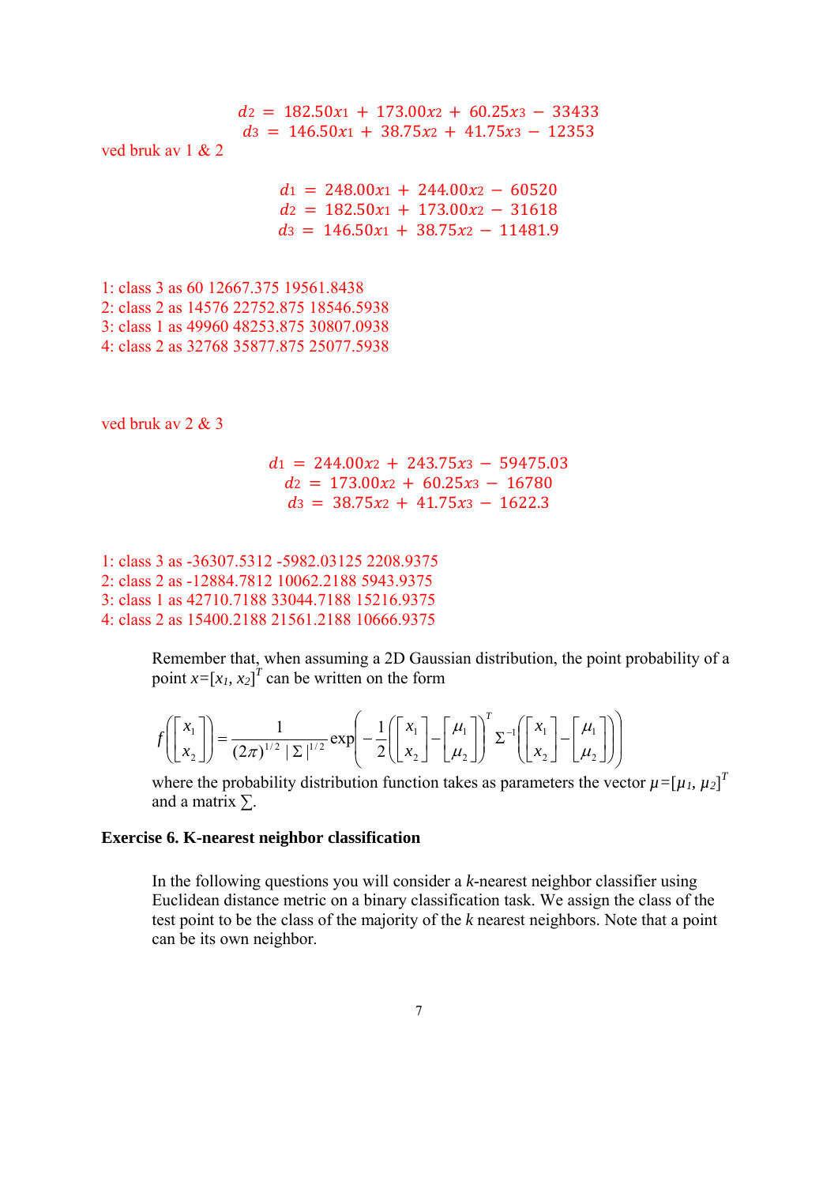$$d_2 = 182.50x_1 + 173.00x_2 + 60.25x_3 - 33433$$
$$d_3 = 146.50x_1 + 38.75x_2 + 41.75x_3 - 12353$$

ved bruk av 1 & 2

$$d_1 = 248.00x_1 + 244.00x_2 - 60520$$
$$d_2 = 182.50x_1 + 173.00x_2 - 31618$$
$$d_3 = 146.50x_1 + 38.75x_2 - 11481.9$$

1: class 3 as 60 12667.375 19561.8438
2: class 2 as 14576 22752.875 18546.5938
3: class 1 as 49960 48253.875 30807.0938
4: class 2 as 32768 35877.875 25077.5938

ved bruk av 2 & 3

$$d_1 = 244.00x_2 + 243.75x_3 - 59475.03$$
$$d_2 = 173.00x_2 + 60.25x_3 - 16780$$
$$d_3 = 38.75x_2 + 41.75x_3 - 1622.3$$

1: class 3 as -36307.5312 -5982.03125 2208.9375
2: class 2 as -12884.7812 10062.2188 5943.9375
3: class 1 as 42710.7188 33044.7188 15216.9375
4: class 2 as 15400.2188 21561.2188 10666.9375

Remember that, when assuming a 2D Gaussian distribution, the point probability of a point $x=[x_1, x_2]^T$ can be written on the form

$$f\left(\begin{bmatrix} x_1 \\ x_2 \end{bmatrix}\right) = \frac{1}{(2\pi)^{1/2}\,|\Sigma|^{1/2}} \exp\left(-\frac{1}{2}\left(\begin{bmatrix} x_1 \\ x_2 \end{bmatrix} - \begin{bmatrix} \mu_1 \\ \mu_2 \end{bmatrix}\right)^T \Sigma^{-1} \left(\begin{bmatrix} x_1 \\ x_2 \end{bmatrix} - \begin{bmatrix} \mu_1 \\ \mu_2 \end{bmatrix}\right)\right)$$

where the probability distribution function takes as parameters the vector $\mu=[\mu_1, \mu_2]^T$ and a matrix $\Sigma$.

### Exercise 6. K-nearest neighbor classification

In the following questions you will consider a $k$-nearest neighbor classifier using Euclidean distance metric on a binary classification task. We assign the class of the test point to be the class of the majority of the $k$ nearest neighbors. Note that a point can be its own neighbor.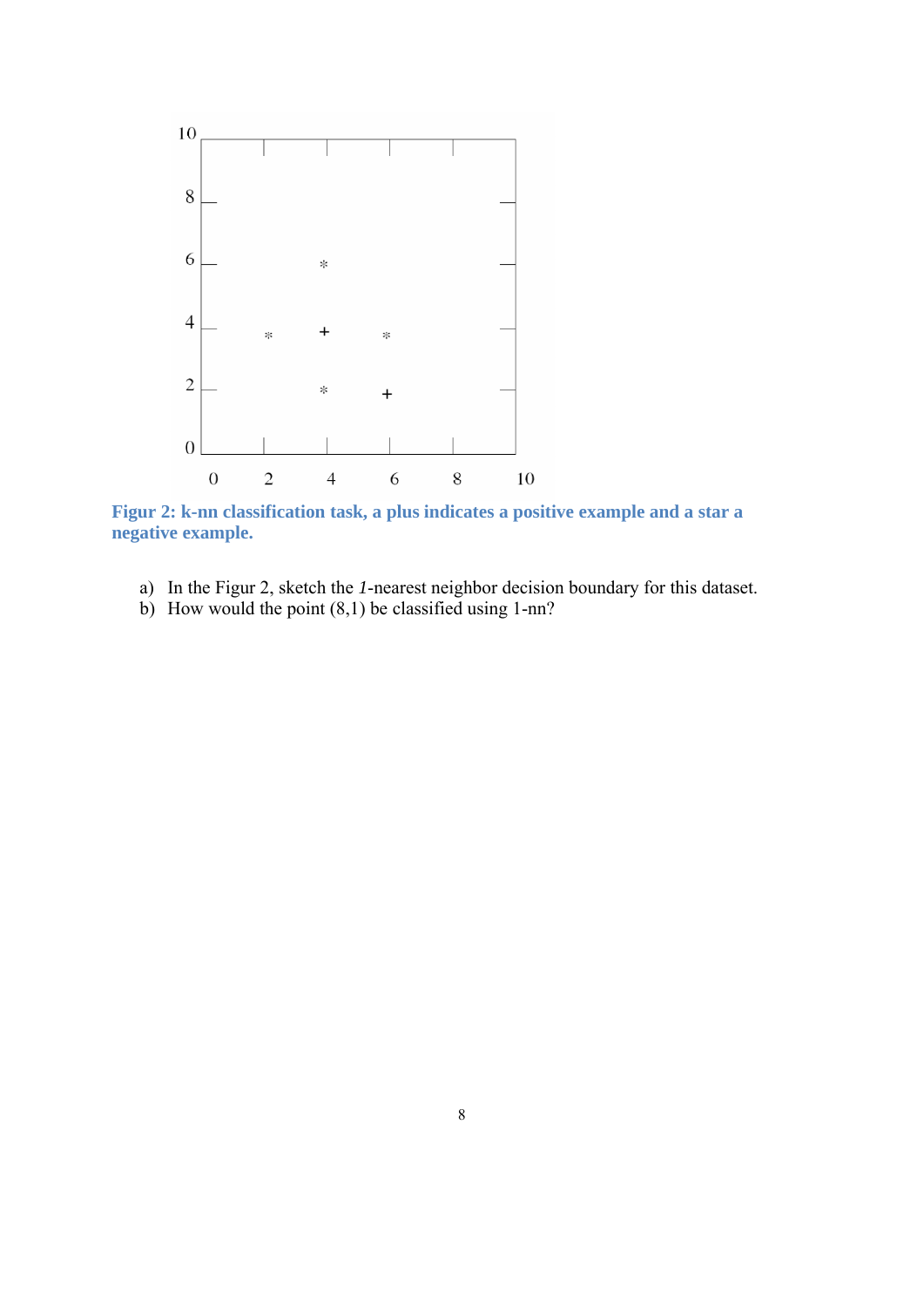Figur 2: k-nn classification task, a plus indicates a positive example and a star a negative example.

a) In the Figur 2, sketch the *1*-nearest neighbor decision boundary for this dataset.
b) How would the point (8,1) be classified using 1-nn?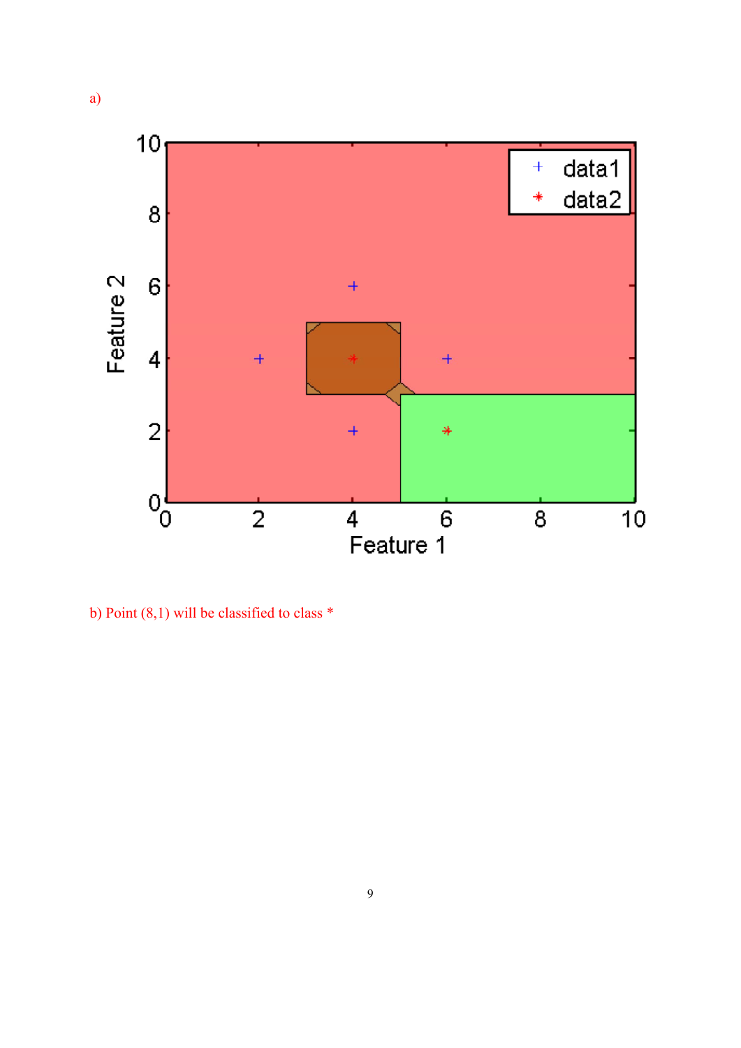a)

b) Point (8,1) will be classified to class *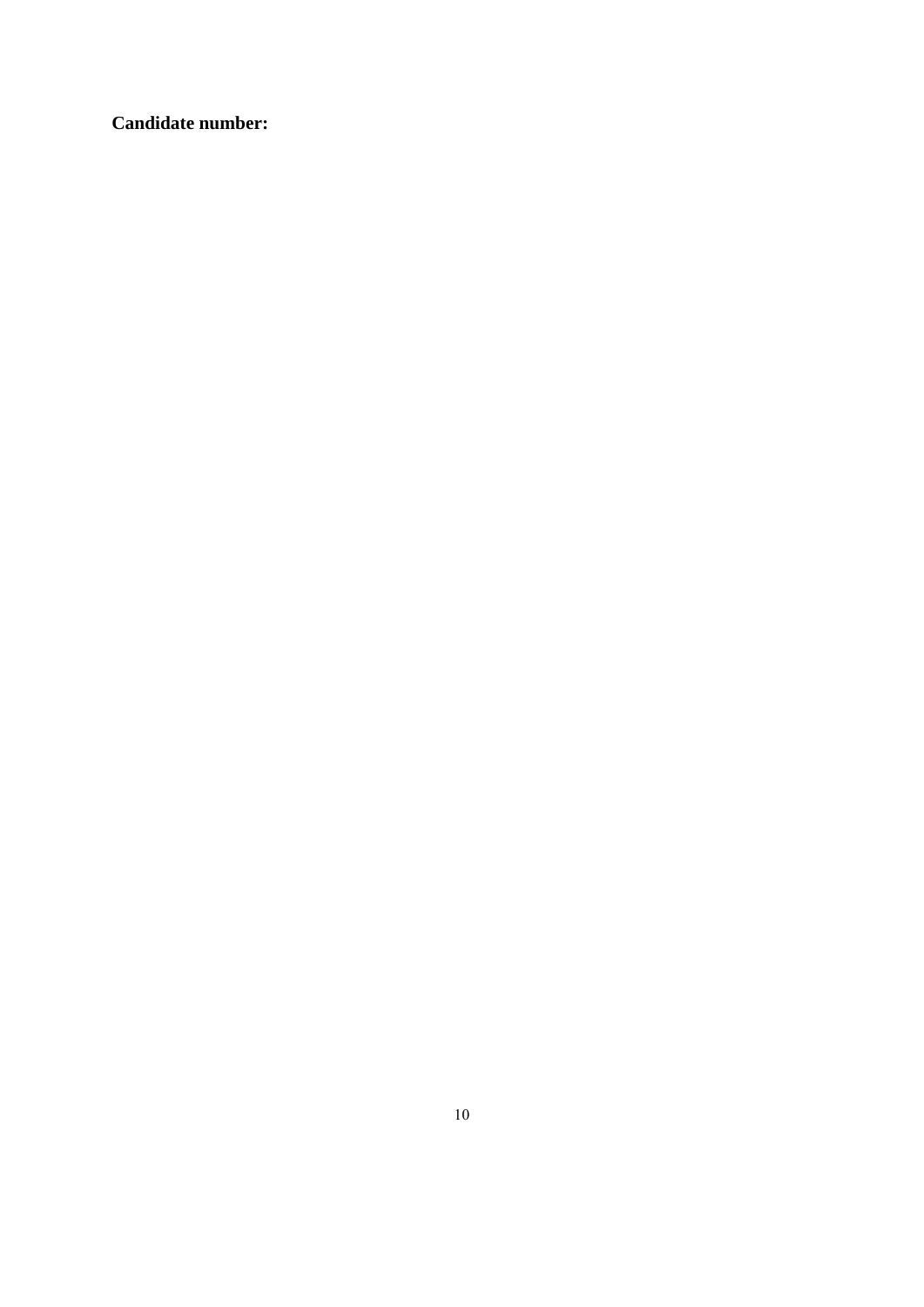**Candidate number:**